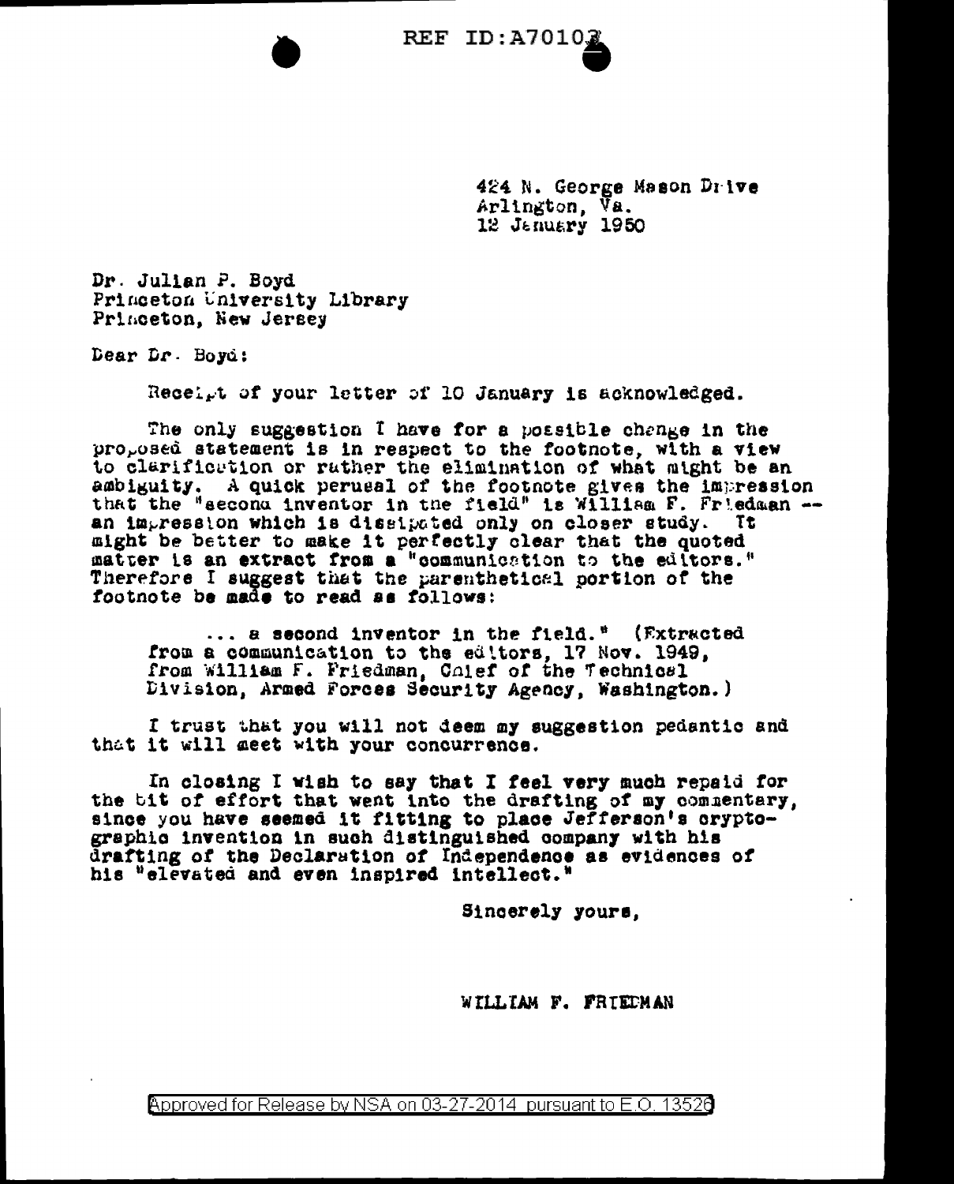REF ID:A70102

424 N. George Mason Drive
Arlington, Va.
12 January 1950

Dr. Julian P. Boyd
Princeton University Library
Princeton, New Jersey

Dear Dr. Boyd:

Receipt of your letter of 10 January is acknowledged.

The only suggestion I have for a possible change in the proposed statement is in respect to the footnote, with a view to clarification or rather the elimination of what might be an ambiguity. A quick perusal of the footnote gives the impression that the "second inventor in the field" is William F. Friedman -- an impression which is dissipated only on closer study. It might be better to make it perfectly clear that the quoted matter is an extract from a "communication to the editors." Therefore I suggest that the parenthetical portion of the footnote be made to read as follows:

> ... a second inventor in the field." (Extracted from a communication to the editors, 17 Nov. 1949, from William F. Friedman, Chief of the Technical Division, Armed Forces Security Agency, Washington.)

I trust that you will not deem my suggestion pedantic and that it will meet with your concurrence.

In closing I wish to say that I feel very much repaid for the bit of effort that went into the drafting of my commentary, since you have seemed it fitting to place Jefferson's cryptographic invention in such distinguished company with his drafting of the Declaration of Independence as evidences of his "elevated and even inspired intellect."

Sincerely yours,

WILLIAM F. FRIEDMAN

Approved for Release by NSA on 03-27-2014 pursuant to E.O. 13526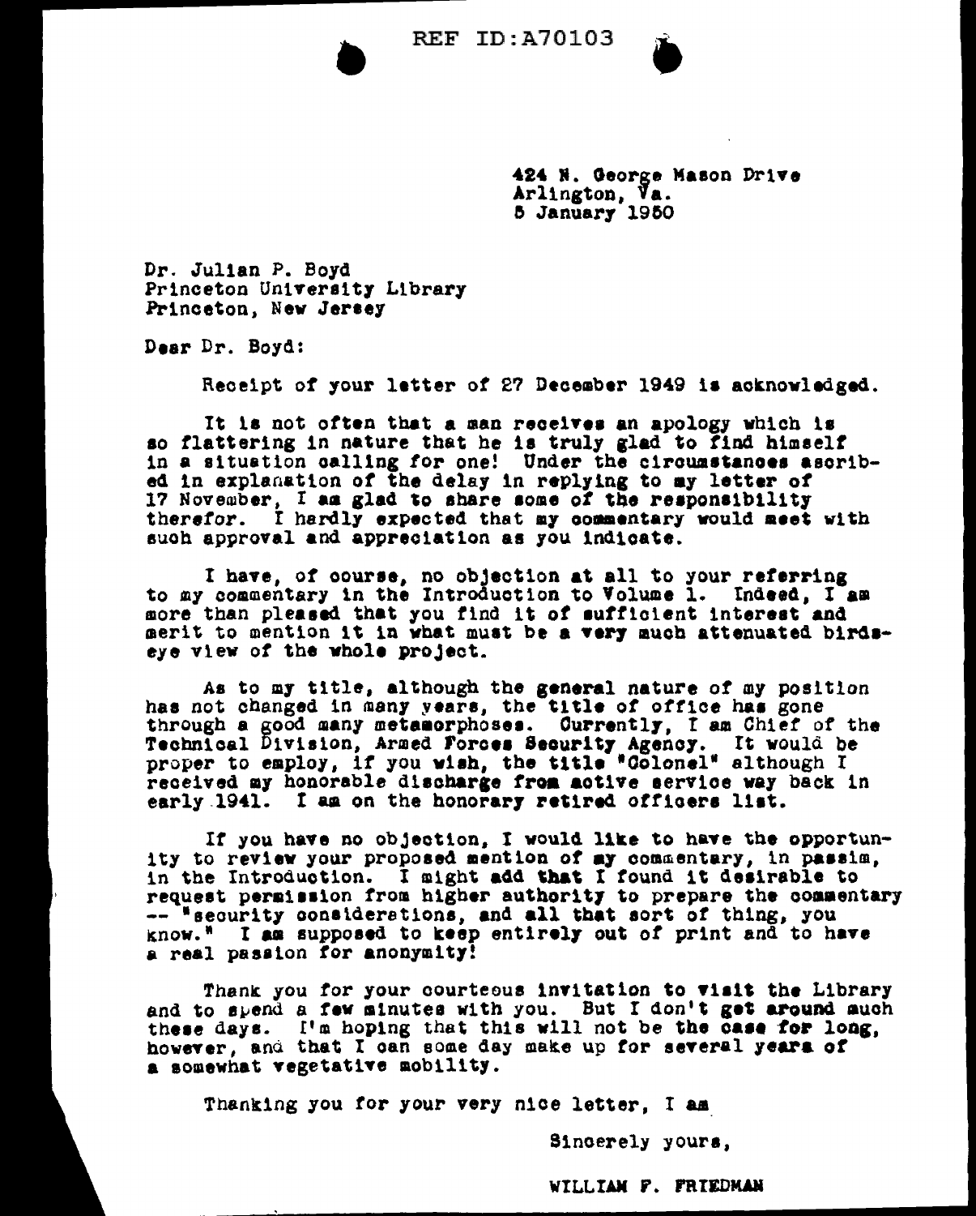REF ID:A70103

424 N. George Mason Drive
Arlington, Va.
5 January 1950

Dr. Julian P. Boyd
Princeton University Library
Princeton, New Jersey

Dear Dr. Boyd:

Receipt of your letter of 27 December 1949 is acknowledged.

It is not often that a man receives an apology which is so flattering in nature that he is truly glad to find himself in a situation calling for one! Under the circumstances ascribed in explanation of the delay in replying to my letter of 17 November, I am glad to share some of the responsibility therefor. I hardly expected that my commentary would meet with such approval and appreciation as you indicate.

I have, of course, no objection at all to your referring to my commentary in the Introduction to Volume 1. Indeed, I am more than pleased that you find it of sufficient interest and merit to mention it in what must be a very much attenuated birds-eye view of the whole project.

As to my title, although the general nature of my position has not changed in many years, the title of office has gone through a good many metamorphoses. Currently, I am Chief of the Technical Division, Armed Forces Security Agency. It would be proper to employ, if you wish, the title "Colonel" although I received my honorable discharge from active service way back in early 1941. I am on the honorary retired officers list.

If you have no objection, I would like to have the opportunity to review your proposed mention of my commentary, in passim, in the Introduction. I might add that I found it desirable to request permission from higher authority to prepare the commentary -- "security considerations, and all that sort of thing, you know." I am supposed to keep entirely out of print and to have a real passion for anonymity!

Thank you for your courteous invitation to visit the Library and to spend a few minutes with you. But I don't get around much these days. I'm hoping that this will not be the case for long, however, and that I can some day make up for several years of a somewhat vegetative mobility.

Thanking you for your very nice letter, I am

Sincerely yours,

WILLIAM F. FRIEDMAN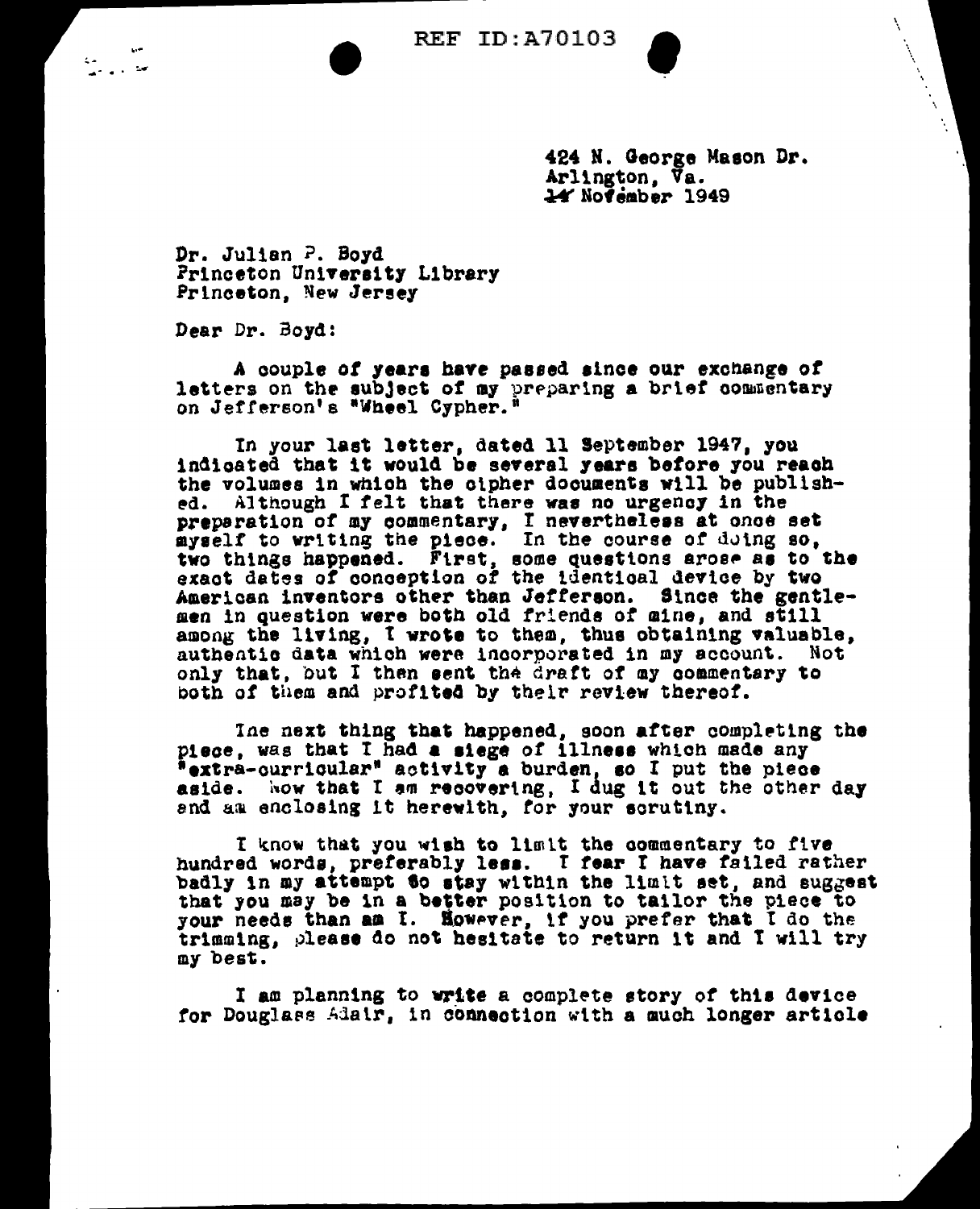REF ID:A70103

424 N. George Mason Dr.
Arlington, Va.
14 November 1949

Dr. Julian P. Boyd
Princeton University Library
Princeton, New Jersey

Dear Dr. Boyd:

A couple of years have passed since our exchange of letters on the subject of my preparing a brief commentary on Jefferson's "Wheel Cypher."

In your last letter, dated 11 September 1947, you indicated that it would be several years before you reach the volumes in which the cipher documents will be published. Although I felt that there was no urgency in the preparation of my commentary, I nevertheless at once set myself to writing the piece. In the course of doing so, two things happened. First, some questions arose as to the exact dates of conception of the identical device by two American inventors other than Jefferson. Since the gentlemen in question were both old friends of mine, and still among the living, I wrote to them, thus obtaining valuable, authentic data which were incorporated in my account. Not only that, but I then sent the draft of my commentary to both of them and profited by their review thereof.

The next thing that happened, soon after completing the piece, was that I had a siege of illness which made any "extra-curricular" activity a burden, so I put the piece aside. Now that I am recovering, I dug it out the other day and am enclosing it herewith, for your scrutiny.

I know that you wish to limit the commentary to five hundred words, preferably less. I fear I have failed rather badly in my attempt to stay within the limit set, and suggest that you may be in a better position to tailor the piece to your needs than am I. However, if you prefer that I do the trimming, please do not hesitate to return it and I will try my best.

I am planning to write a complete story of this device for Douglass Adair, in connection with a much longer article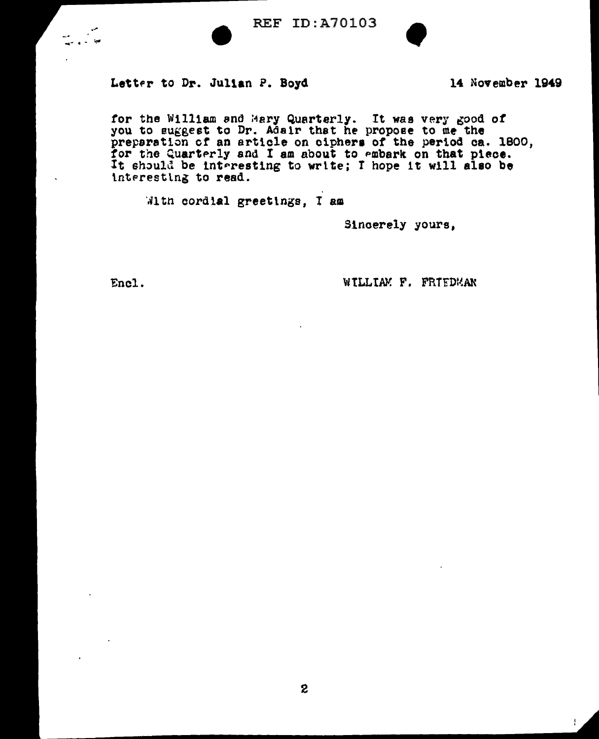REF ID:A70103

Letter to Dr. Julian P. Boyd 14 November 1949

for the William and Mary Quarterly. It was very good of you to suggest to Dr. Adair that he propose to me the preparation of an article on ciphers of the period ca. 1800, for the Quarterly and I am about to embark on that piece. It should be interesting to write; I hope it will also be interesting to read.

With cordial greetings, I am

Sincerely yours,

Encl.

WILLIAM F. FRIEDMAN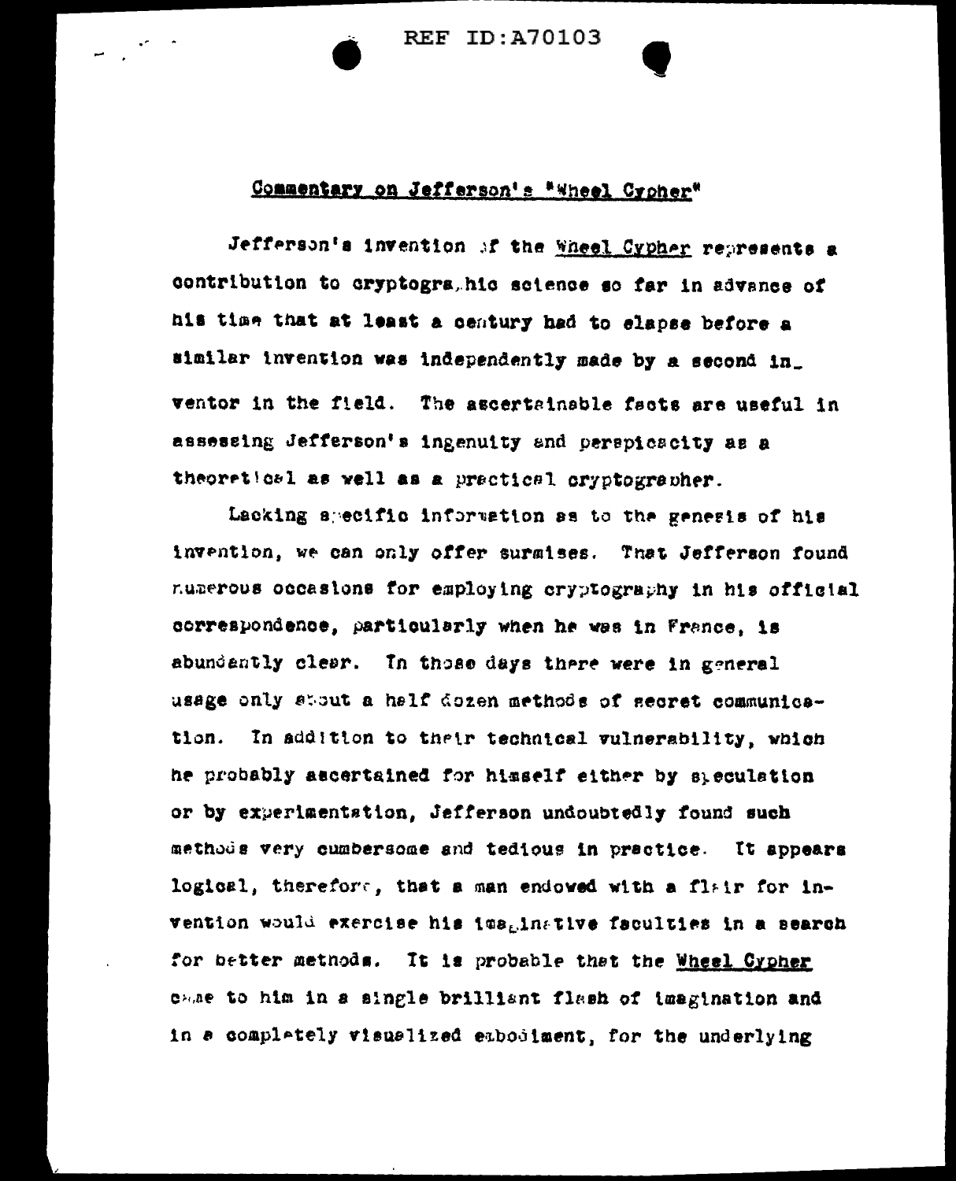Commentary on Jefferson's "Wheel Cypher"

Jefferson's invention of the Wheel Cypher represents a contribution to cryptographic science so far in advance of his time that at least a century had to elapse before a similar invention was independently made by a second inventor in the field. The ascertainable facts are useful in assessing Jefferson's ingenuity and perspicacity as a theoretical as well as a practical cryptographer.

Lacking specific information as to the genesis of his invention, we can only offer surmises. That Jefferson found numerous occasions for employing cryptography in his official correspondence, particularly when he was in France, is abundantly clear. In those days there were in general usage only about a half dozen methods of secret communication. In addition to their technical vulnerability, which he probably ascertained for himself either by speculation or by experimentation, Jefferson undoubtedly found such methods very cumbersome and tedious in practice. It appears logical, therefore, that a man endowed with a flair for invention would exercise his imaginative faculties in a search for better methods. It is probable that the Wheel Cypher came to him in a single brilliant flash of imagination and in a completely visualized embodiment, for the underlying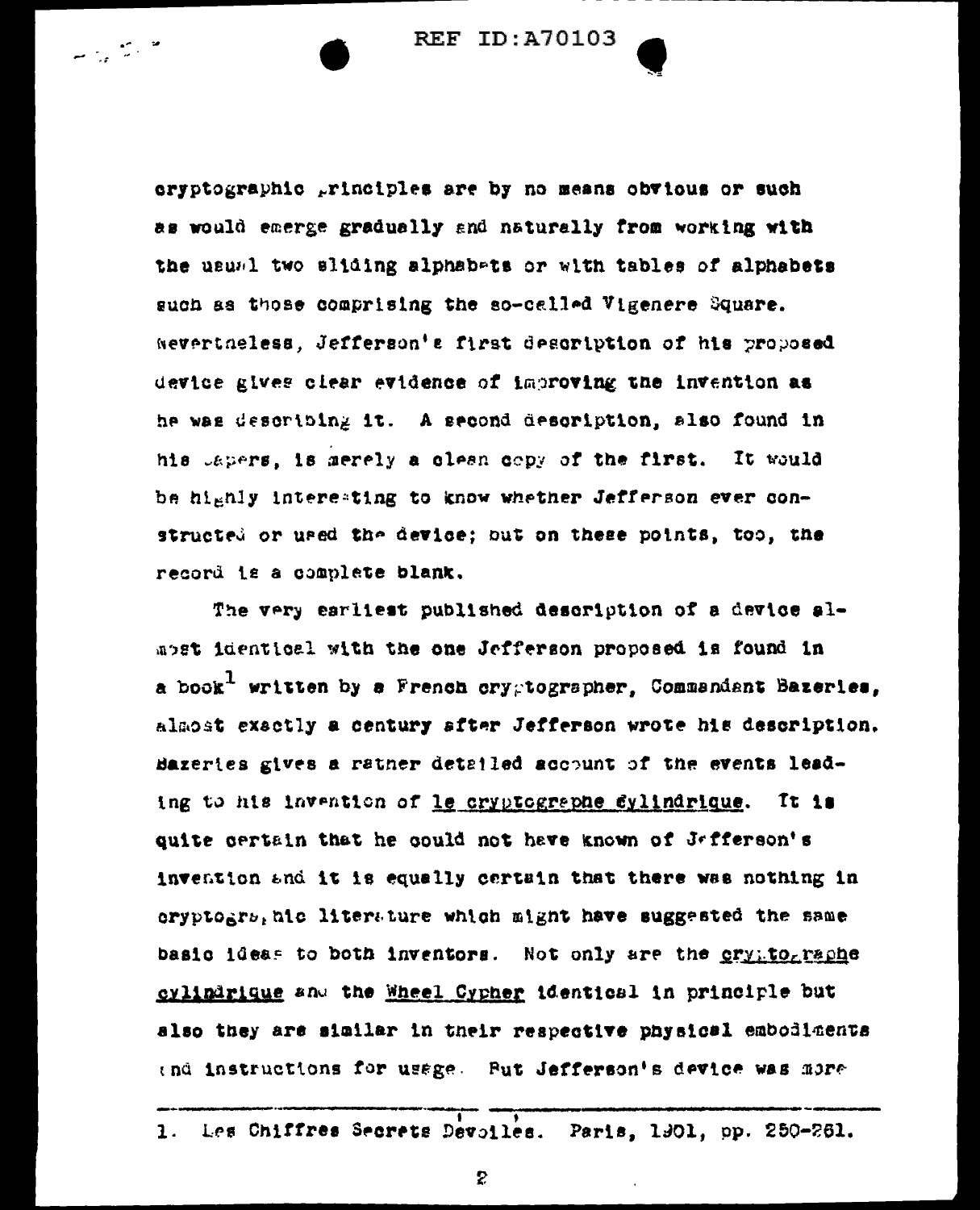cryptographic principles are by no means obvious or such as would emerge gradually and naturally from working with the usual two sliding alphabets or with tables of alphabets such as those comprising the so-called Vigenere Square. Nevertheless, Jefferson's first description of his proposed device gives clear evidence of improving the invention as he was describing it. A second description, also found in his papers, is merely a clean copy of the first. It would be highly interesting to know whether Jefferson ever constructed or used the device; but on these points, too, the record is a complete blank.

The very earliest published description of a device almost identical with the one Jefferson proposed is found in a book[1] written by a French cryptographer, Commandant Bazeries, almost exactly a century after Jefferson wrote his description. Bazeries gives a rather detailed account of the events leading to his invention of le cryptographe cylindrique. It is quite certain that he could not have known of Jefferson's invention and it is equally certain that there was nothing in cryptographic literature which might have suggested the same basic ideas to both inventors. Not only are the cryptographe cylindrique and the Wheel Cypher identical in principle but also they are similar in their respective physical embodiments and instructions for usage. But Jefferson's device was more

---

1. Les Chiffres Secrets Devoilés. Paris, 1901, pp. 250-261.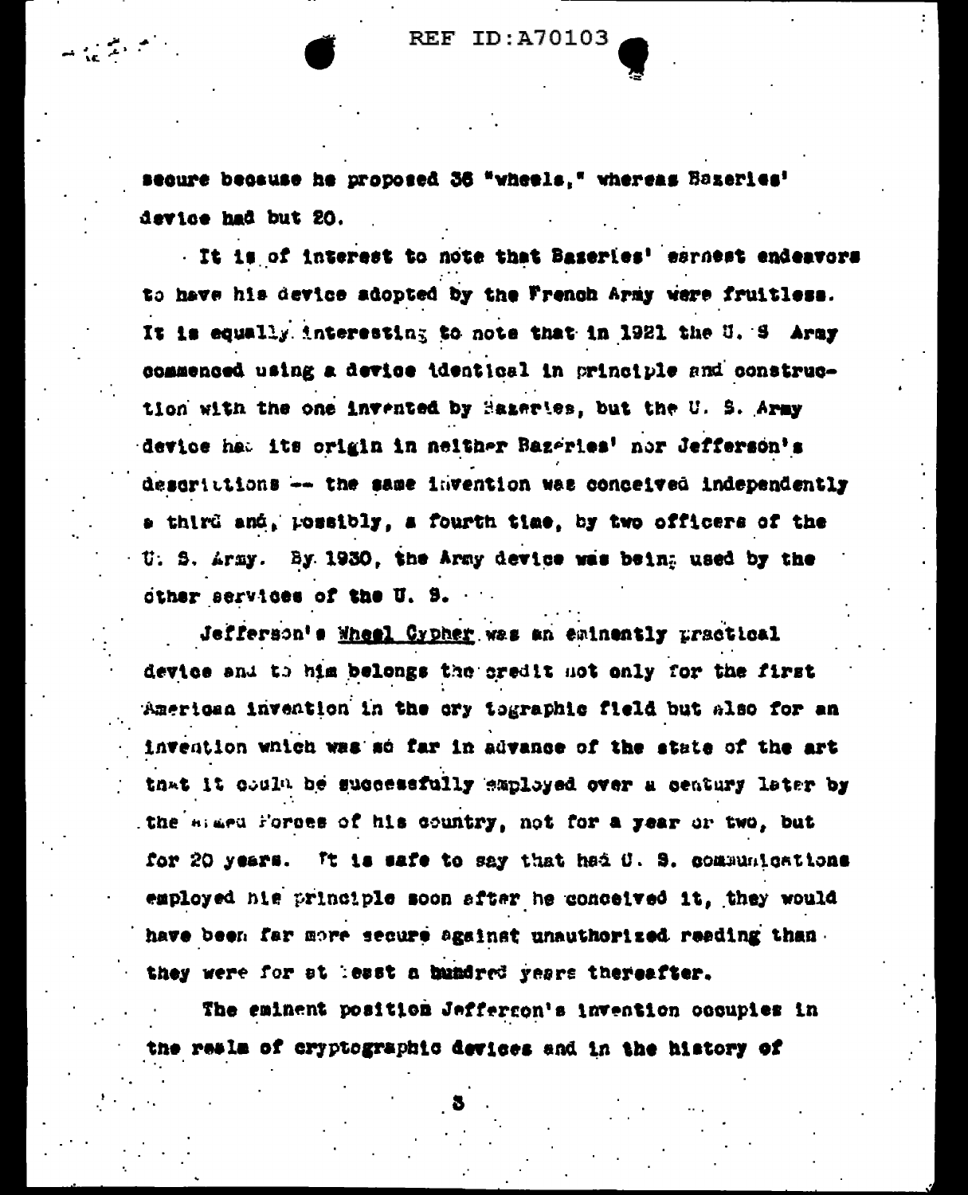secure because he proposed 36 "wheels," whereas Bazeries' device had but 20.

It is of interest to note that Bazeries' earnest endeavors to have his device adopted by the French Army were fruitless. It is equally interesting to note that in 1921 the U. S. Army commenced using a device identical in principle and construction with the one invented by Bazeries, but the U. S. Army device had its origin in neither Bazeries' nor Jefferson's descriptions -- the same invention was conceived independently a third and, possibly, a fourth time, by two officers of the U. S. Army. By 1930, the Army device was being used by the other services of the U. S.

Jefferson's Wheel Cypher was an eminently practical device and to him belongs the credit not only for the first American invention in the cryptographic field but also for an invention which was so far in advance of the state of the art that it could be successfully employed over a century later by the Armed Forces of his country, not for a year or two, but for 20 years. It is safe to say that had U. S. communications employed his principle soon after he conceived it, they would have been far more secure against unauthorized reading than they were for at least a hundred years thereafter.

The eminent position Jefferson's invention occupies in the realm of cryptographic devices and in the history of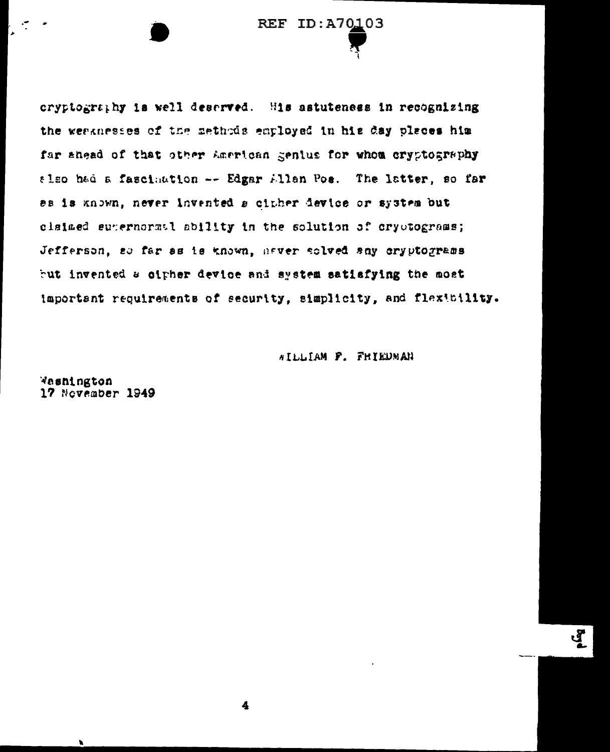cryptography is well deserved. His astuteness in recognizing the weaknesses of the methods employed in his day places him far ahead of that other American genius for whom cryptography also had a fascination -- Edgar Allan Poe. The latter, so far as is known, never invented a cipher device or system but claimed supernormal ability in the solution of cryptograms; Jefferson, so far as is known, never solved any cryptograms but invented a cipher device and system satisfying the most important requirements of security, simplicity, and flexibility.

WILLIAM F. FRIEDMAN

Washington
17 November 1949